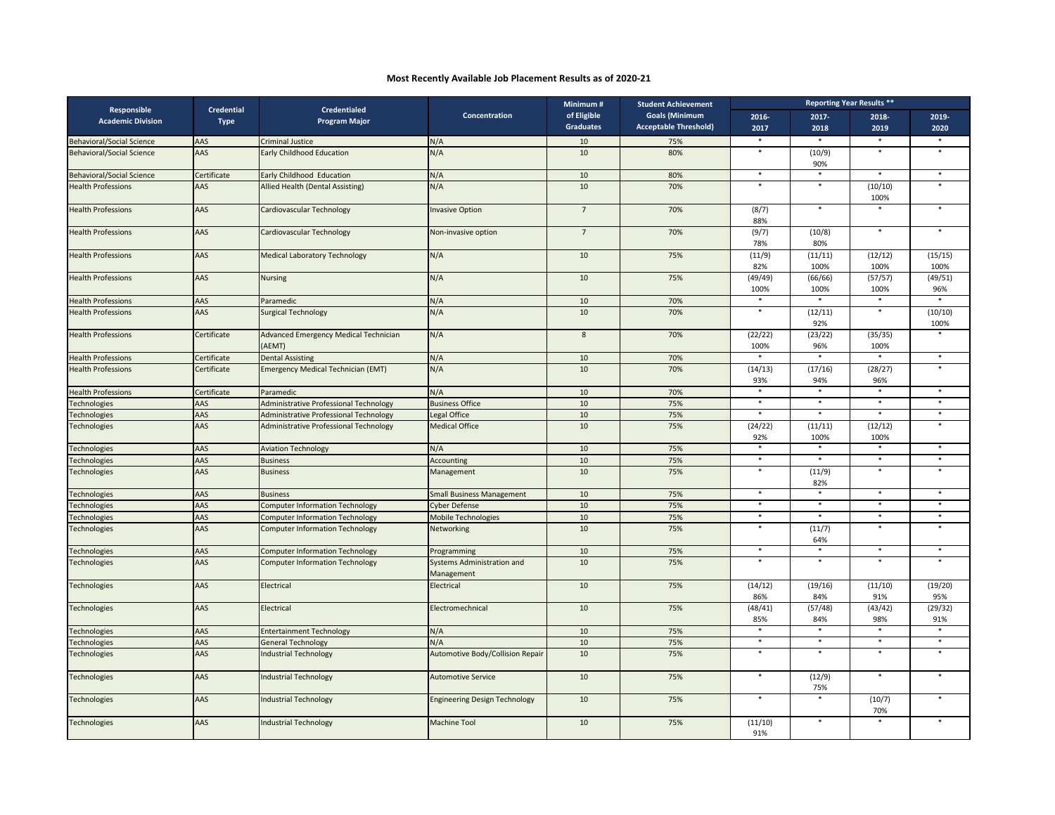# Most Recently Available Job Placement Results as of 2020-21

| Responsible Academic Division | Credential Type | Credentialed Program Major | Concentration | Minimum # of Eligible Graduates | Student Achievement Goals (Minimum Acceptable Threshold) | Reporting Year Results ** | | | |
|---|---|---|---|---|---|---|---|---|---|
| | | | | | | 2016-2017 | 2017-2018 | 2018-2019 | 2019-2020 |
| Behavioral/Social Science | AAS | Criminal Justice | N/A | 10 | 75% | * | * | * | * |
| Behavioral/Social Science | AAS | Early Childhood Education | N/A | 10 | 80% | * | (10/9) 90% | * | * |
| Behavioral/Social Science | Certificate | Early Childhood Education | N/A | 10 | 80% | * | * | * | * |
| Health Professions | AAS | Allied Health (Dental Assisting) | N/A | 10 | 70% | * | * | (10/10) 100% | * |
| Health Professions | AAS | Cardiovascular Technology | Invasive Option | 7 | 70% | (8/7) 88% | * | * | * |
| Health Professions | AAS | Cardiovascular Technology | Non-invasive option | 7 | 70% | (9/7) 78% | (10/8) 80% | * | * |
| Health Professions | AAS | Medical Laboratory Technology | N/A | 10 | 75% | (11/9) 82% | (11/11) 100% | (12/12) 100% | (15/15) 100% |
| Health Professions | AAS | Nursing | N/A | 10 | 75% | (49/49) 100% | (66/66) 100% | (57/57) 100% | (49/51) 96% |
| Health Professions | AAS | Paramedic | N/A | 10 | 70% | * | * | * | * |
| Health Professions | AAS | Surgical Technology | N/A | 10 | 70% | * | (12/11) 92% | * | (10/10) 100% |
| Health Professions | Certificate | Advanced Emergency Medical Technician (AEMT) | N/A | 8 | 70% | (22/22) 100% | (23/22) 96% | (35/35) 100% | * |
| Health Professions | Certificate | Dental Assisting | N/A | 10 | 70% | * | * | * | * |
| Health Professions | Certificate | Emergency Medical Technician (EMT) | N/A | 10 | 70% | (14/13) 93% | (17/16) 94% | (28/27) 96% | * |
| Health Professions | Certificate | Paramedic | N/A | 10 | 70% | * | * | * | * |
| Technologies | AAS | Administrative Professional Technology | Business Office | 10 | 75% | * | * | * | * |
| Technologies | AAS | Administrative Professional Technology | Legal Office | 10 | 75% | * | * | * | * |
| Technologies | AAS | Administrative Professional Technology | Medical Office | 10 | 75% | (24/22) 92% | (11/11) 100% | (12/12) 100% | * |
| Technologies | AAS | Aviation Technology | N/A | 10 | 75% | * | * | * | * |
| Technologies | AAS | Business | Accounting | 10 | 75% | * | * | * | * |
| Technologies | AAS | Business | Management | 10 | 75% | * | (11/9) 82% | * | * |
| Technologies | AAS | Business | Small Business Management | 10 | 75% | * | * | * | * |
| Technologies | AAS | Computer Information Technology | Cyber Defense | 10 | 75% | * | * | * | * |
| Technologies | AAS | Computer Information Technology | Mobile Technologies | 10 | 75% | * | * | * | * |
| Technologies | AAS | Computer Information Technology | Networking | 10 | 75% | * | (11/7) 64% | * | * |
| Technologies | AAS | Computer Information Technology | Programming | 10 | 75% | * | * | * | * |
| Technologies | AAS | Computer Information Technology | Systems Administration and Management | 10 | 75% | * | * | * | * |
| Technologies | AAS | Electrical | Electrical | 10 | 75% | (14/12) 86% | (19/16) 84% | (11/10) 91% | (19/20) 95% |
| Technologies | AAS | Electrical | Electromechnical | 10 | 75% | (48/41) 85% | (57/48) 84% | (43/42) 98% | (29/32) 91% |
| Technologies | AAS | Entertainment Technology | N/A | 10 | 75% | * | * | * | * |
| Technologies | AAS | General Technology | N/A | 10 | 75% | * | * | * | * |
| Technologies | AAS | Industrial Technology | Automotive Body/Collision Repair | 10 | 75% | * | * | * | * |
| Technologies | AAS | Industrial Technology | Automotive Service | 10 | 75% | * | (12/9) 75% | * | * |
| Technologies | AAS | Industrial Technology | Engineering Design Technology | 10 | 75% | * | * | (10/7) 70% | * |
| Technologies | AAS | Industrial Technology | Machine Tool | 10 | 75% | (11/10) 91% | * | * | * |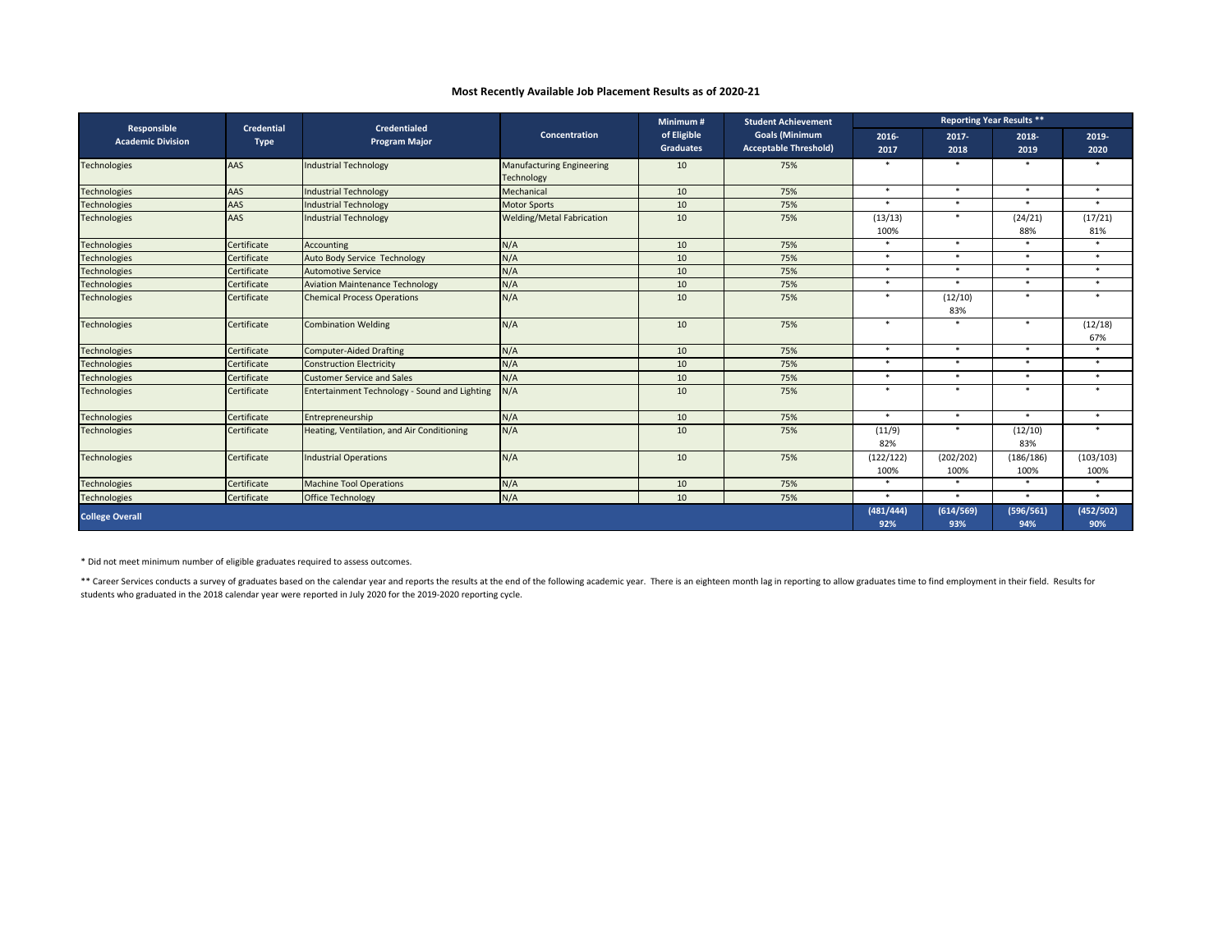**Most Recently Available Job Placement Results as of 2020-21**

| Responsible Academic Division | Credential Type | Credentialed Program Major | Concentration | Minimum # of Eligible Graduates | Student Achievement Goals (Minimum Acceptable Threshold) | Reporting Year Results ** | | | |
|---|---|---|---|---|---|---|---|---|---|
| | | | | | | 2016-2017 | 2017-2018 | 2018-2019 | 2019-2020 |
| Technologies | AAS | Industrial Technology | Manufacturing Engineering Technology | 10 | 75% | * | * | * | * |
| Technologies | AAS | Industrial Technology | Mechanical | 10 | 75% | * | * | * | * |
| Technologies | AAS | Industrial Technology | Motor Sports | 10 | 75% | * | * | * | * |
| Technologies | AAS | Industrial Technology | Welding/Metal Fabrication | 10 | 75% | (13/13) 100% | * | (24/21) 88% | (17/21) 81% |
| Technologies | Certificate | Accounting | N/A | 10 | 75% | * | * | * | * |
| Technologies | Certificate | Auto Body Service Technology | N/A | 10 | 75% | * | * | * | * |
| Technologies | Certificate | Automotive Service | N/A | 10 | 75% | * | * | * | * |
| Technologies | Certificate | Aviation Maintenance Technology | N/A | 10 | 75% | * | * | * | * |
| Technologies | Certificate | Chemical Process Operations | N/A | 10 | 75% | * | (12/10) 83% | * | * |
| Technologies | Certificate | Combination Welding | N/A | 10 | 75% | * | * | * | (12/18) 67% |
| Technologies | Certificate | Computer-Aided Drafting | N/A | 10 | 75% | * | * | * | * |
| Technologies | Certificate | Construction Electricity | N/A | 10 | 75% | * | * | * | * |
| Technologies | Certificate | Customer Service and Sales | N/A | 10 | 75% | * | * | * | * |
| Technologies | Certificate | Entertainment Technology - Sound and Lighting | N/A | 10 | 75% | * | * | * | * |
| Technologies | Certificate | Entrepreneurship | N/A | 10 | 75% | * | * | * | * |
| Technologies | Certificate | Heating, Ventilation, and Air Conditioning | N/A | 10 | 75% | (11/9) 82% | * | (12/10) 83% | * |
| Technologies | Certificate | Industrial Operations | N/A | 10 | 75% | (122/122) 100% | (202/202) 100% | (186/186) 100% | (103/103) 100% |
| Technologies | Certificate | Machine Tool Operations | N/A | 10 | 75% | * | * | * | * |
| Technologies | Certificate | Office Technology | N/A | 10 | 75% | * | * | * | * |
| **College Overall** | | | | | | **(481/444) 92%** | **(614/569) 93%** | **(596/561) 94%** | **(452/502) 90%** |

* Did not meet minimum number of eligible graduates required to assess outcomes.

** Career Services conducts a survey of graduates based on the calendar year and reports the results at the end of the following academic year. There is an eighteen month lag in reporting to allow graduates time to find employment in their field. Results for students who graduated in the 2018 calendar year were reported in July 2020 for the 2019-2020 reporting cycle.